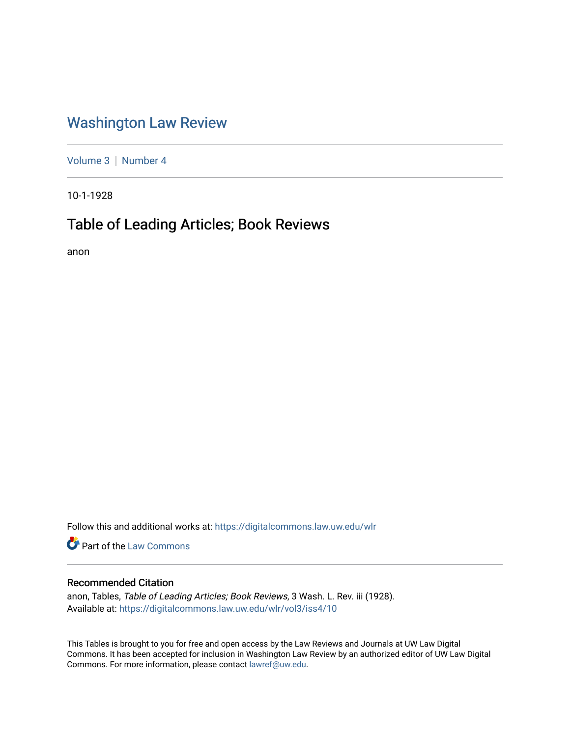# Washington Law Review

Volume 3 | Number 4

10-1-1928

## Table of Leading Articles; Book Reviews

anon

Follow this and additional works at: https://digitalcommons.law.uw.edu/wlr

Part of the Law Commons

### Recommended Citation

anon, Tables, *Table of Leading Articles; Book Reviews*, 3 Wash. L. Rev. iii (1928).
Available at: https://digitalcommons.law.uw.edu/wlr/vol3/iss4/10

This Tables is brought to you for free and open access by the Law Reviews and Journals at UW Law Digital Commons. It has been accepted for inclusion in Washington Law Review by an authorized editor of UW Law Digital Commons. For more information, please contact lawref@uw.edu.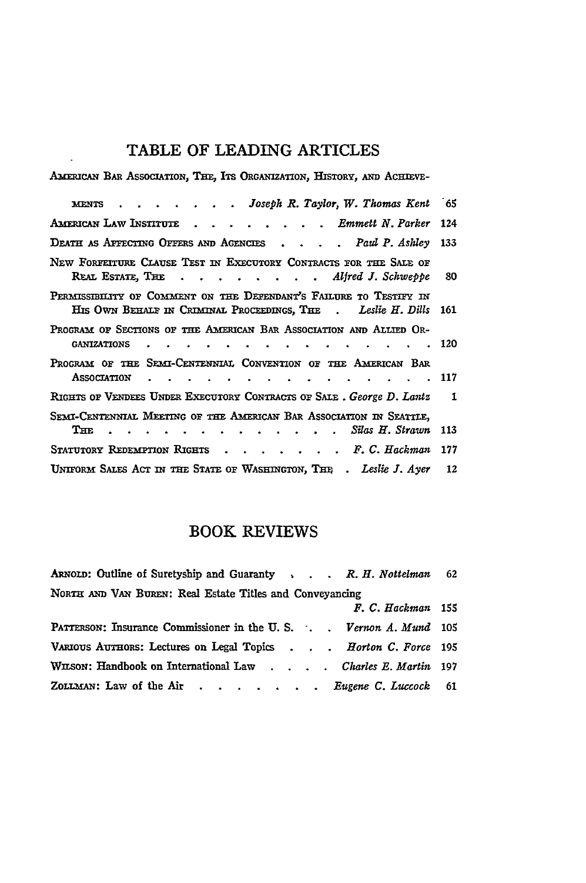# TABLE OF LEADING ARTICLES

| | | |
|---|---|---|
| AMERICAN BAR ASSOCIATION, THE, ITS ORGANIZATION, HISTORY, AND ACHIEVEMENTS | *Joseph R. Taylor, W. Thomas Kent* | 65 |
| AMERICAN LAW INSTITUTE | *Emmett N. Parker* | 124 |
| DEATH AS AFFECTING OFFERS AND AGENCIES | *Paul P. Ashley* | 133 |
| NEW FORFEITURE CLAUSE TEST IN EXECUTORY CONTRACTS FOR THE SALE OF REAL ESTATE, THE | *Alfred J. Schweppe* | 80 |
| PERMISSIBILITY OF COMMENT ON THE DEFENDANT'S FAILURE TO TESTIFY IN HIS OWN BEHALF IN CRIMINAL PROCEEDINGS, THE | *Leslie H. Dills* | 161 |
| PROGRAM OF SECTIONS OF THE AMERICAN BAR ASSOCIATION AND ALLIED ORGANIZATIONS | | 120 |
| PROGRAM OF THE SEMI-CENTENNIAL CONVENTION OF THE AMERICAN BAR ASSOCIATION | | 117 |
| RIGHTS OF VENDEES UNDER EXECUTORY CONTRACTS OF SALE | *George D. Lantz* | 1 |
| SEMI-CENTENNIAL MEETING OF THE AMERICAN BAR ASSOCIATION IN SEATTLE, THE | *Silas H. Strawn* | 113 |
| STATUTORY REDEMPTION RIGHTS | *F. C. Hackman* | 177 |
| UNIFORM SALES ACT IN THE STATE OF WASHINGTON, THE | *Leslie J. Ayer* | 12 |

# BOOK REVIEWS

| | | |
|---|---|---|
| ARNOLD: Outline of Suretyship and Guaranty | *R. H. Nottelman* | 62 |
| NORTH AND VAN BUREN: Real Estate Titles and Conveyancing | *F. C. Hackman* | 155 |
| PATTERSON: Insurance Commissioner in the U. S. | *Vernon A. Mund* | 105 |
| VARIOUS AUTHORS: Lectures on Legal Topics | *Horton C. Force* | 195 |
| WILSON: Handbook on International Law | *Charles E. Martin* | 197 |
| ZOLLMAN: Law of the Air | *Eugene C. Luccock* | 61 |